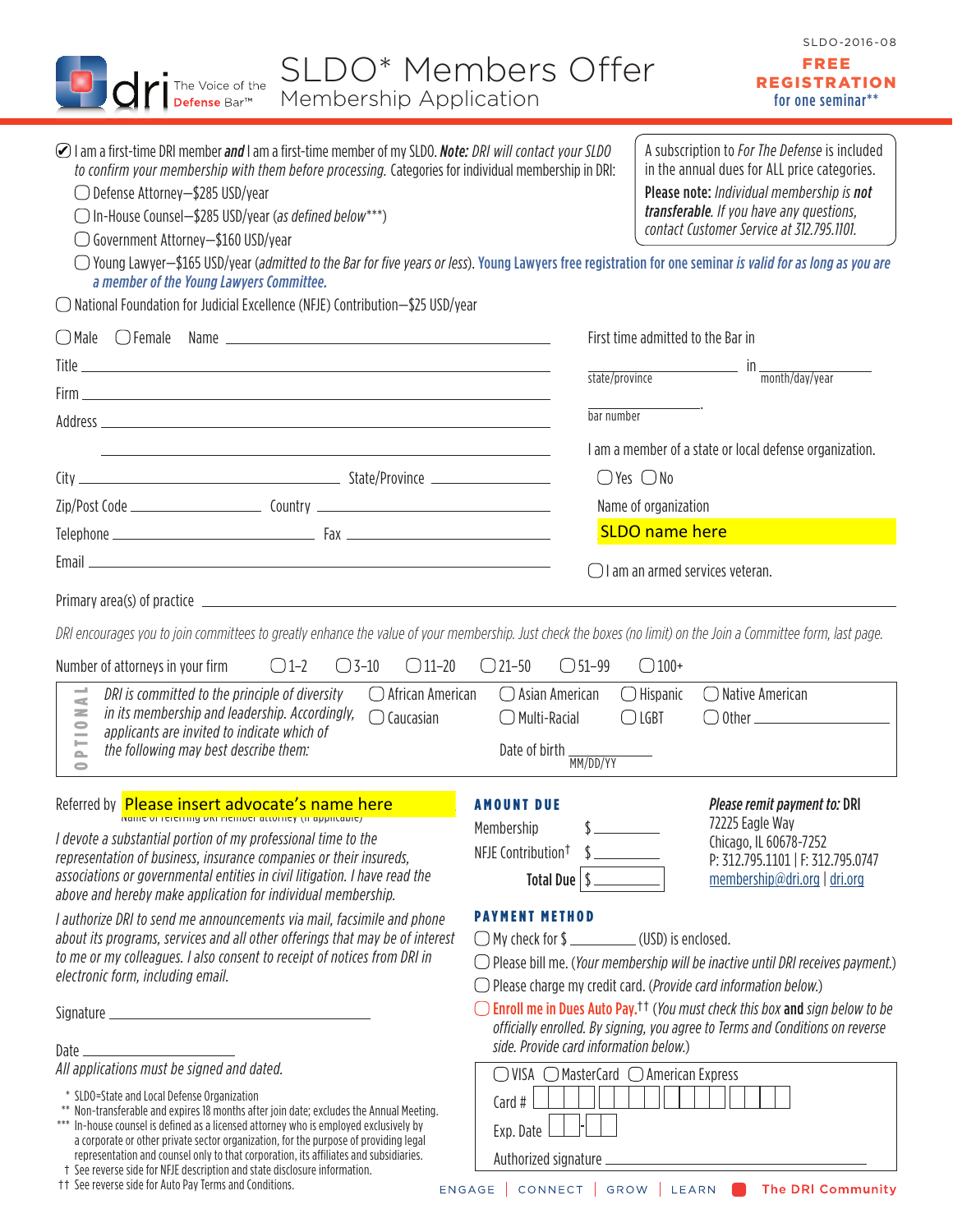SLDO-2016-08

dri The Voice of the Defense Bar™

# SLDO* Members Offer

## Membership Application

**FREE REGISTRATION** for one seminar**

☑ I am a first-time DRI member ***and*** I am a first-time member of my SLDO. ***Note:*** *DRI will contact your SLDO to confirm your membership with them before processing.* Categories for individual membership in DRI:

- ◯ Defense Attorney—$285 USD/year
- ◯ In-House Counsel—$285 USD/year (*as defined below****)
- ◯ Government Attorney—$160 USD/year
- ◯ Young Lawyer—$165 USD/year (*admitted to the Bar for five years or less*). Young Lawyers free registration for one seminar *is valid for as long as you are a member of the Young Lawyers Committee.*

◯ National Foundation for Judicial Excellence (NFJE) Contribution—$25 USD/year

A subscription to *For The Defense* is included in the annual dues for ALL price categories.

**Please note:** *Individual membership is **not transferable**. If you have any questions, contact Customer Service at 312.795.1101.*

◯ Male ◯ Female Name ______________________

Title ______________________

Firm ______________________

Address ______________________

______________________

City ______________ State/Province ______________

Zip/Post Code ______________ Country ______________

Telephone ______________ Fax ______________

Email ______________________

First time admitted to the Bar in

______________ in ______________
state/province month/day/year

______________.
bar number

I am a member of a state or local defense organization.

◯ Yes ◯ No

Name of organization

SLDO name here

◯ I am an armed services veteran.

Primary area(s) of practice ______________________

*DRI encourages you to join committees to greatly enhance the value of your membership. Just check the boxes (no limit) on the Join a Committee form, last page.*

Number of attorneys in your firm ◯ 1–2 ◯ 3–10 ◯ 11–20 ◯ 21–50 ◯ 51–99 ◯ 100+

OPTIONAL

*DRI is committed to the principle of diversity in its membership and leadership. Accordingly, applicants are invited to indicate which of the following may best describe them:*

◯ African American ◯ Asian American ◯ Hispanic ◯ Native American
◯ Caucasian ◯ Multi-Racial ◯ LGBT ◯ Other ______________

Date of birth ______________
MM/DD/YY

Referred by Please insert advocate's name here
Name of referring DRI member attorney (if applicable)

*I devote a substantial portion of my professional time to the representation of business, insurance companies or their insureds, associations or governmental entities in civil litigation. I have read the above and hereby make application for individual membership.*

*I authorize DRI to send me announcements via mail, facsimile and phone about its programs, services and all other offerings that may be of interest to me or my colleagues. I also consent to receipt of notices from DRI in electronic form, including email.*

Signature ______________________

Date ______________________

*All applications must be signed and dated.*

### AMOUNT DUE

Membership $ __________

NFJE Contribution† $ __________

**Total Due** $ __________

***Please remit payment to:*** DRI
72225 Eagle Way
Chicago, IL 60678-7252
P: 312.795.1101 | F: 312.795.0747
membership@dri.org | dri.org

### PAYMENT METHOD

◯ My check for $ __________ (USD) is enclosed.

◯ Please bill me. (*Your membership will be inactive until DRI receives payment.*)

◯ Please charge my credit card. (*Provide card information below.*)

◯ Enroll me in Dues Auto Pay.†† (*You must check this box* **and** *sign below to be officially enrolled. By signing, you agree to Terms and Conditions on reverse side. Provide card information below.*)

◯ VISA ◯ MasterCard ◯ American Express

Card # ______________

Exp. Date ____-____

Authorized signature ______________________

\* SLDO=State and Local Defense Organization
\*\* Non-transferable and expires 18 months after join date; excludes the Annual Meeting.
\*\*\* In-house counsel is defined as a licensed attorney who is employed exclusively by a corporate or other private sector organization, for the purpose of providing legal representation and counsel only to that corporation, its affiliates and subsidiaries.
† See reverse side for NFJE description and state disclosure information.
†† See reverse side for Auto Pay Terms and Conditions.

ENGAGE | CONNECT | GROW | LEARN | The DRI Community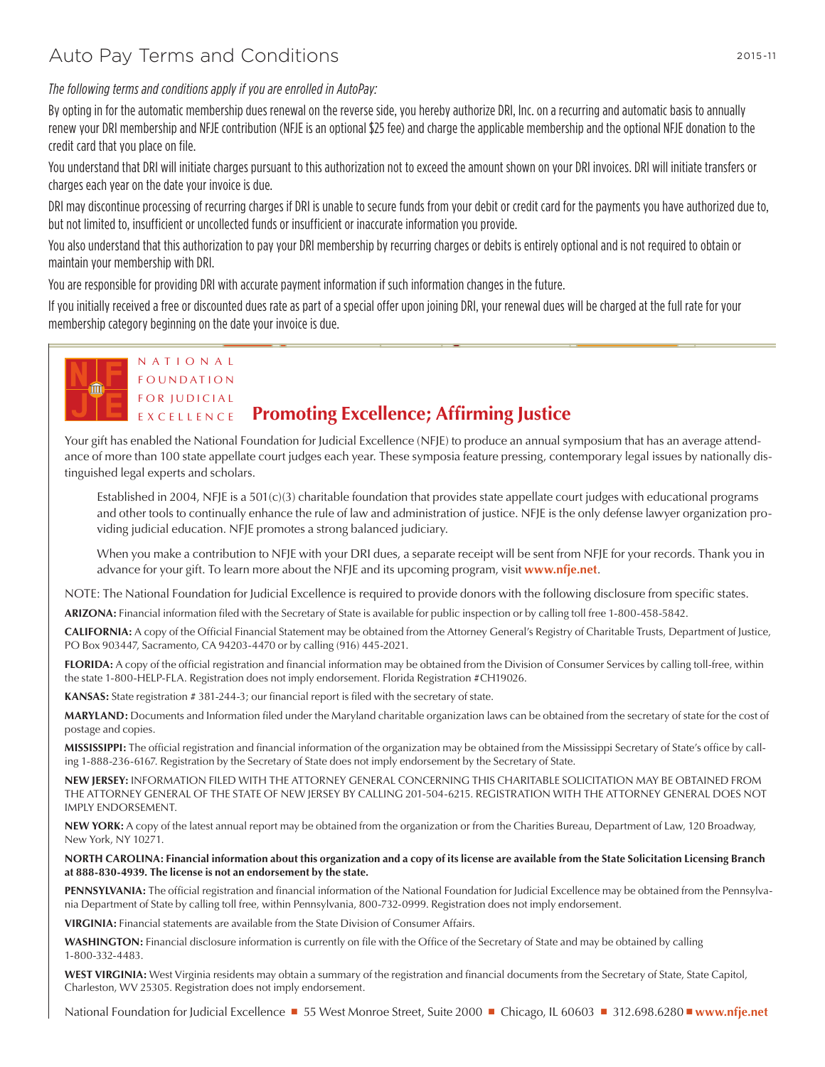# Auto Pay Terms and Conditions

2015-11

*The following terms and conditions apply if you are enrolled in AutoPay:*

By opting in for the automatic membership dues renewal on the reverse side, you hereby authorize DRI, Inc. on a recurring and automatic basis to annually renew your DRI membership and NFJE contribution (NFJE is an optional $25 fee) and charge the applicable membership and the optional NFJE donation to the credit card that you place on file.

You understand that DRI will initiate charges pursuant to this authorization not to exceed the amount shown on your DRI invoices. DRI will initiate transfers or charges each year on the date your invoice is due.

DRI may discontinue processing of recurring charges if DRI is unable to secure funds from your debit or credit card for the payments you have authorized due to, but not limited to, insufficient or uncollected funds or insufficient or inaccurate information you provide.

You also understand that this authorization to pay your DRI membership by recurring charges or debits is entirely optional and is not required to obtain or maintain your membership with DRI.

You are responsible for providing DRI with accurate payment information if such information changes in the future.

If you initially received a free or discounted dues rate as part of a special offer upon joining DRI, your renewal dues will be charged at the full rate for your membership category beginning on the date your invoice is due.

NATIONAL FOUNDATION FOR JUDICIAL EXCELLENCE

## Promoting Excellence; Affirming Justice

Your gift has enabled the National Foundation for Judicial Excellence (NFJE) to produce an annual symposium that has an average attendance of more than 100 state appellate court judges each year. These symposia feature pressing, contemporary legal issues by nationally distinguished legal experts and scholars.

Established in 2004, NFJE is a 501(c)(3) charitable foundation that provides state appellate court judges with educational programs and other tools to continually enhance the rule of law and administration of justice. NFJE is the only defense lawyer organization providing judicial education. NFJE promotes a strong balanced judiciary.

When you make a contribution to NFJE with your DRI dues, a separate receipt will be sent from NFJE for your records. Thank you in advance for your gift. To learn more about the NFJE and its upcoming program, visit **www.nfje.net**.

NOTE: The National Foundation for Judicial Excellence is required to provide donors with the following disclosure from specific states.

**ARIZONA:** Financial information filed with the Secretary of State is available for public inspection or by calling toll free 1-800-458-5842.

**CALIFORNIA:** A copy of the Official Financial Statement may be obtained from the Attorney General's Registry of Charitable Trusts, Department of Justice, PO Box 903447, Sacramento, CA 94203-4470 or by calling (916) 445-2021.

**FLORIDA:** A copy of the official registration and financial information may be obtained from the Division of Consumer Services by calling toll-free, within the state 1-800-HELP-FLA. Registration does not imply endorsement. Florida Registration #CH19026.

**KANSAS:** State registration # 381-244-3; our financial report is filed with the secretary of state.

**MARYLAND:** Documents and Information filed under the Maryland charitable organization laws can be obtained from the secretary of state for the cost of postage and copies.

**MISSISSIPPI:** The official registration and financial information of the organization may be obtained from the Mississippi Secretary of State's office by calling 1-888-236-6167. Registration by the Secretary of State does not imply endorsement by the Secretary of State.

**NEW JERSEY:** INFORMATION FILED WITH THE ATTORNEY GENERAL CONCERNING THIS CHARITABLE SOLICITATION MAY BE OBTAINED FROM THE ATTORNEY GENERAL OF THE STATE OF NEW JERSEY BY CALLING 201-504-6215. REGISTRATION WITH THE ATTORNEY GENERAL DOES NOT IMPLY ENDORSEMENT.

**NEW YORK:** A copy of the latest annual report may be obtained from the organization or from the Charities Bureau, Department of Law, 120 Broadway, New York, NY 10271.

**NORTH CAROLINA: Financial information about this organization and a copy of its license are available from the State Solicitation Licensing Branch at 888-830-4939. The license is not an endorsement by the state.**

**PENNSYLVANIA:** The official registration and financial information of the National Foundation for Judicial Excellence may be obtained from the Pennsylvania Department of State by calling toll free, within Pennsylvania, 800-732-0999. Registration does not imply endorsement.

**VIRGINIA:** Financial statements are available from the State Division of Consumer Affairs.

**WASHINGTON:** Financial disclosure information is currently on file with the Office of the Secretary of State and may be obtained by calling 1-800-332-4483.

**WEST VIRGINIA:** West Virginia residents may obtain a summary of the registration and financial documents from the Secretary of State, State Capitol, Charleston, WV 25305. Registration does not imply endorsement.

National Foundation for Judicial Excellence ■ 55 West Monroe Street, Suite 2000 ■ Chicago, IL 60603 ■ 312.698.6280 ■ **www.nfje.net**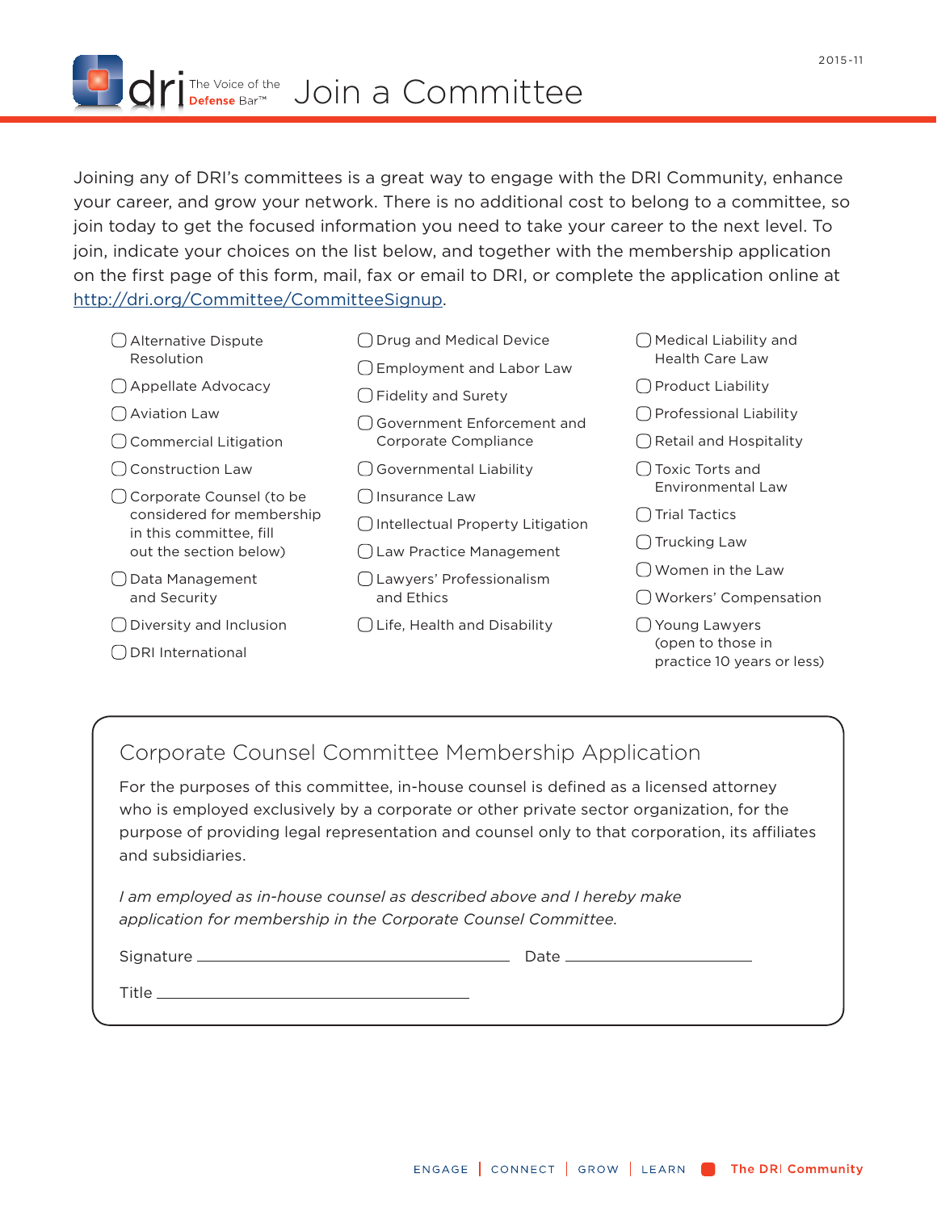2015-11

# dri The Voice of the Defense Bar™ Join a Committee

Joining any of DRI's committees is a great way to engage with the DRI Community, enhance your career, and grow your network. There is no additional cost to belong to a committee, so join today to get the focused information you need to take your career to the next level. To join, indicate your choices on the list below, and together with the membership application on the first page of this form, mail, fax or email to DRI, or complete the application online at http://dri.org/Committee/CommitteeSignup.

- ☐ Alternative Dispute Resolution
- ☐ Appellate Advocacy
- ☐ Aviation Law
- ☐ Commercial Litigation
- ☐ Construction Law
- ☐ Corporate Counsel (to be considered for membership in this committee, fill out the section below)
- ☐ Data Management and Security
- ☐ Diversity and Inclusion
- ☐ DRI International
- ☐ Drug and Medical Device
- ☐ Employment and Labor Law
- ☐ Fidelity and Surety
- ☐ Government Enforcement and Corporate Compliance
- ☐ Governmental Liability
- ☐ Insurance Law
- ☐ Intellectual Property Litigation
- ☐ Law Practice Management
- ☐ Lawyers' Professionalism and Ethics
- ☐ Life, Health and Disability
- ☐ Medical Liability and Health Care Law
- ☐ Product Liability
- ☐ Professional Liability
- ☐ Retail and Hospitality
- ☐ Toxic Torts and Environmental Law
- ☐ Trial Tactics
- ☐ Trucking Law
- ☐ Women in the Law
- ☐ Workers' Compensation
- ☐ Young Lawyers (open to those in practice 10 years or less)

## Corporate Counsel Committee Membership Application

For the purposes of this committee, in-house counsel is defined as a licensed attorney who is employed exclusively by a corporate or other private sector organization, for the purpose of providing legal representation and counsel only to that corporation, its affiliates and subsidiaries.

*I am employed as in-house counsel as described above and I hereby make application for membership in the Corporate Counsel Committee.*

Signature ______________________________ Date ________________

Title ______________________________

ENGAGE | CONNECT | GROW | LEARN **The DRI Community**